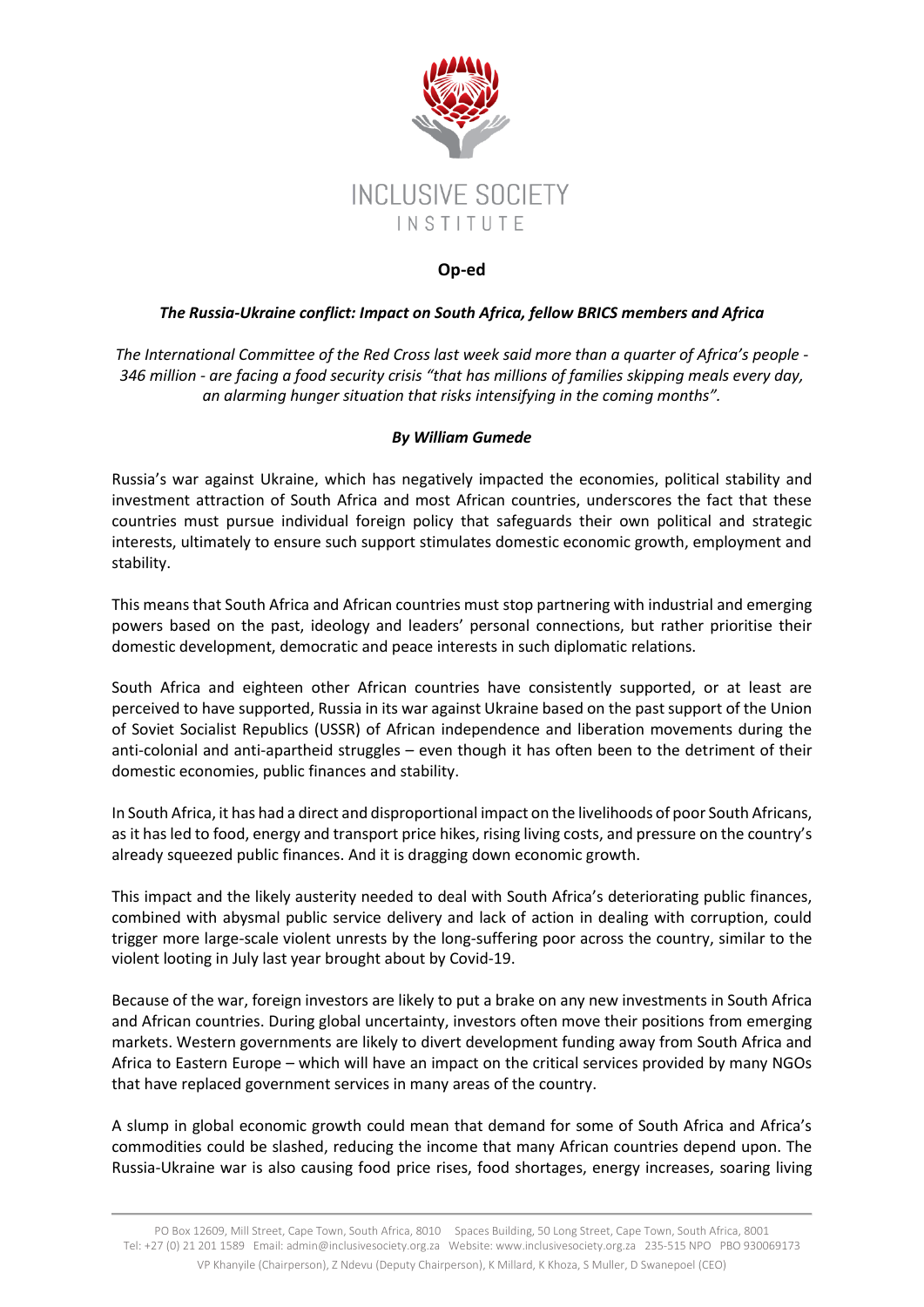**Op-ed**

***The Russia-Ukraine conflict: Impact on South Africa, fellow BRICS members and Africa***

*The International Committee of the Red Cross last week said more than a quarter of Africa's people - 346 million - are facing a food security crisis "that has millions of families skipping meals every day, an alarming hunger situation that risks intensifying in the coming months".*

***By William Gumede***

Russia's war against Ukraine, which has negatively impacted the economies, political stability and investment attraction of South Africa and most African countries, underscores the fact that these countries must pursue individual foreign policy that safeguards their own political and strategic interests, ultimately to ensure such support stimulates domestic economic growth, employment and stability.

This means that South Africa and African countries must stop partnering with industrial and emerging powers based on the past, ideology and leaders' personal connections, but rather prioritise their domestic development, democratic and peace interests in such diplomatic relations.

South Africa and eighteen other African countries have consistently supported, or at least are perceived to have supported, Russia in its war against Ukraine based on the past support of the Union of Soviet Socialist Republics (USSR) of African independence and liberation movements during the anti-colonial and anti-apartheid struggles – even though it has often been to the detriment of their domestic economies, public finances and stability.

In South Africa, it has had a direct and disproportional impact on the livelihoods of poor South Africans, as it has led to food, energy and transport price hikes, rising living costs, and pressure on the country's already squeezed public finances. And it is dragging down economic growth.

This impact and the likely austerity needed to deal with South Africa's deteriorating public finances, combined with abysmal public service delivery and lack of action in dealing with corruption, could trigger more large-scale violent unrests by the long-suffering poor across the country, similar to the violent looting in July last year brought about by Covid-19.

Because of the war, foreign investors are likely to put a brake on any new investments in South Africa and African countries. During global uncertainty, investors often move their positions from emerging markets. Western governments are likely to divert development funding away from South Africa and Africa to Eastern Europe – which will have an impact on the critical services provided by many NGOs that have replaced government services in many areas of the country.

A slump in global economic growth could mean that demand for some of South Africa and Africa's commodities could be slashed, reducing the income that many African countries depend upon. The Russia-Ukraine war is also causing food price rises, food shortages, energy increases, soaring living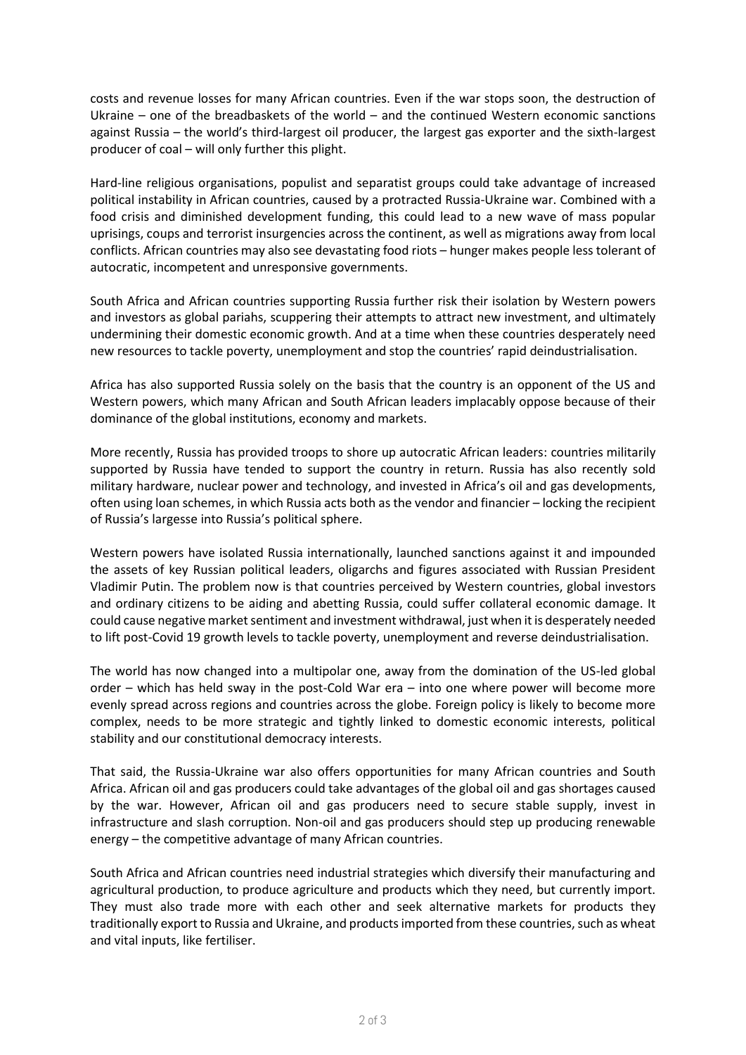costs and revenue losses for many African countries. Even if the war stops soon, the destruction of Ukraine – one of the breadbaskets of the world – and the continued Western economic sanctions against Russia – the world's third-largest oil producer, the largest gas exporter and the sixth-largest producer of coal – will only further this plight.

Hard-line religious organisations, populist and separatist groups could take advantage of increased political instability in African countries, caused by a protracted Russia-Ukraine war. Combined with a food crisis and diminished development funding, this could lead to a new wave of mass popular uprisings, coups and terrorist insurgencies across the continent, as well as migrations away from local conflicts. African countries may also see devastating food riots – hunger makes people less tolerant of autocratic, incompetent and unresponsive governments.

South Africa and African countries supporting Russia further risk their isolation by Western powers and investors as global pariahs, scuppering their attempts to attract new investment, and ultimately undermining their domestic economic growth. And at a time when these countries desperately need new resources to tackle poverty, unemployment and stop the countries' rapid deindustrialisation.

Africa has also supported Russia solely on the basis that the country is an opponent of the US and Western powers, which many African and South African leaders implacably oppose because of their dominance of the global institutions, economy and markets.

More recently, Russia has provided troops to shore up autocratic African leaders: countries militarily supported by Russia have tended to support the country in return. Russia has also recently sold military hardware, nuclear power and technology, and invested in Africa's oil and gas developments, often using loan schemes, in which Russia acts both as the vendor and financier – locking the recipient of Russia's largesse into Russia's political sphere.

Western powers have isolated Russia internationally, launched sanctions against it and impounded the assets of key Russian political leaders, oligarchs and figures associated with Russian President Vladimir Putin. The problem now is that countries perceived by Western countries, global investors and ordinary citizens to be aiding and abetting Russia, could suffer collateral economic damage. It could cause negative market sentiment and investment withdrawal, just when it is desperately needed to lift post-Covid 19 growth levels to tackle poverty, unemployment and reverse deindustrialisation.

The world has now changed into a multipolar one, away from the domination of the US-led global order – which has held sway in the post-Cold War era – into one where power will become more evenly spread across regions and countries across the globe. Foreign policy is likely to become more complex, needs to be more strategic and tightly linked to domestic economic interests, political stability and our constitutional democracy interests.

That said, the Russia-Ukraine war also offers opportunities for many African countries and South Africa. African oil and gas producers could take advantages of the global oil and gas shortages caused by the war. However, African oil and gas producers need to secure stable supply, invest in infrastructure and slash corruption. Non-oil and gas producers should step up producing renewable energy – the competitive advantage of many African countries.

South Africa and African countries need industrial strategies which diversify their manufacturing and agricultural production, to produce agriculture and products which they need, but currently import. They must also trade more with each other and seek alternative markets for products they traditionally export to Russia and Ukraine, and products imported from these countries, such as wheat and vital inputs, like fertiliser.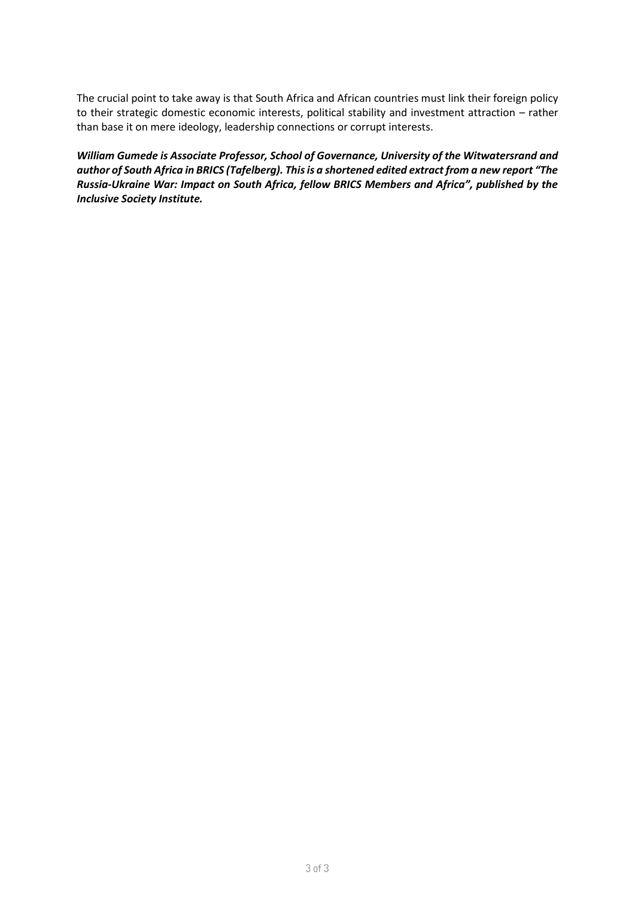The crucial point to take away is that South Africa and African countries must link their foreign policy to their strategic domestic economic interests, political stability and investment attraction – rather than base it on mere ideology, leadership connections or corrupt interests.

***William Gumede is Associate Professor, School of Governance, University of the Witwatersrand and author of South Africa in BRICS (Tafelberg). This is a shortened edited extract from a new report "The Russia-Ukraine War: Impact on South Africa, fellow BRICS Members and Africa", published by the Inclusive Society Institute.***